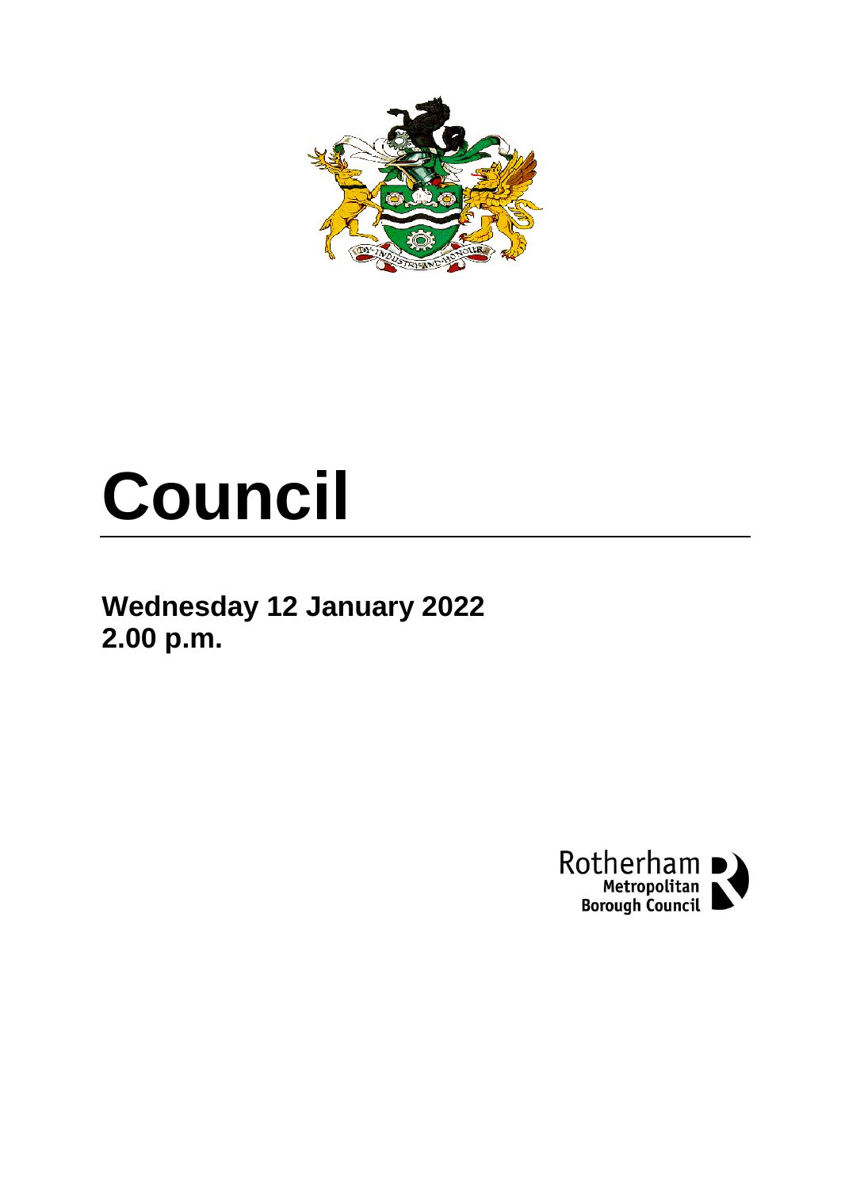# Council

**Wednesday 12 January 2022**
**2.00 p.m.**

Rotherham Metropolitan Borough Council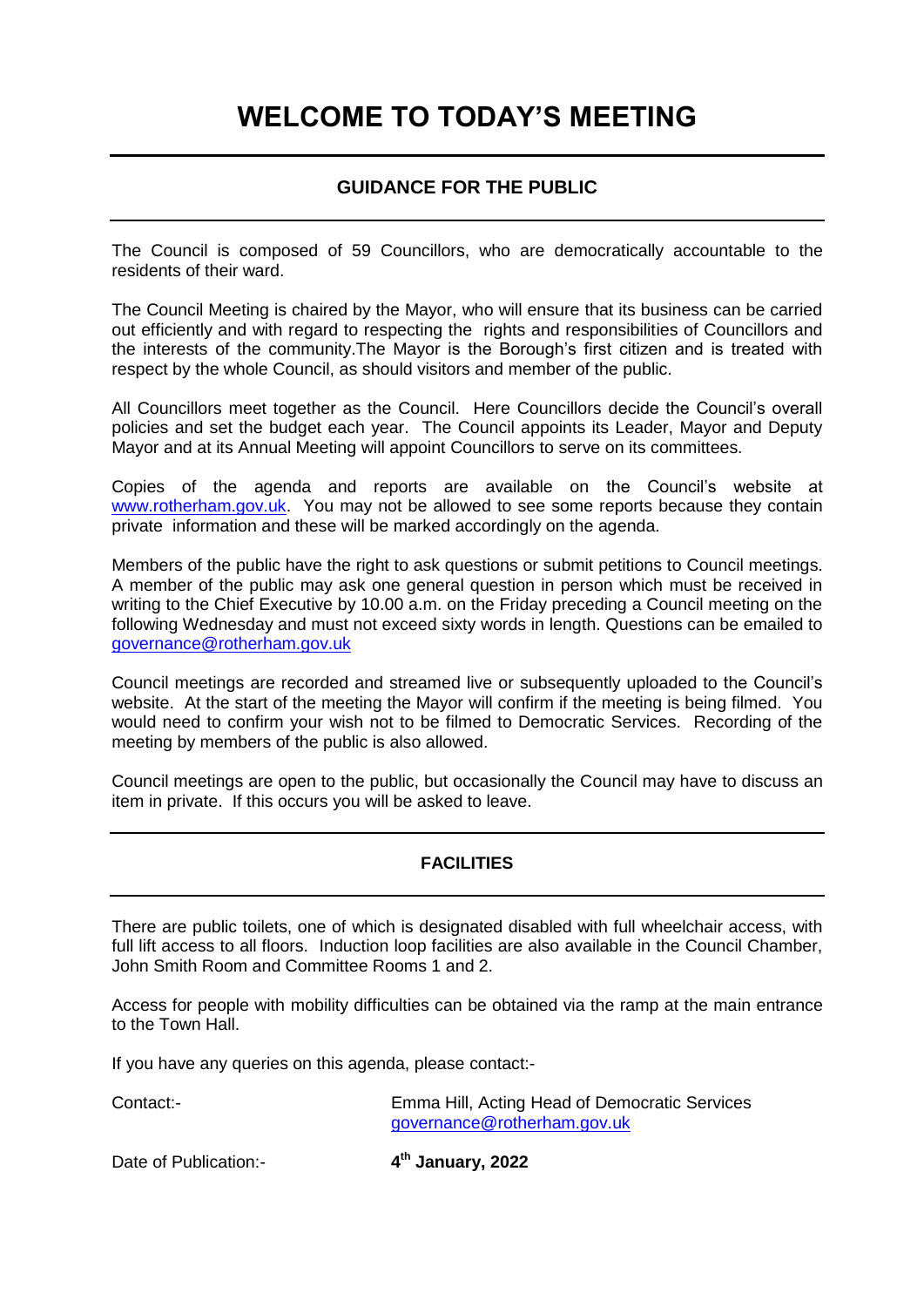# WELCOME TO TODAY'S MEETING

## GUIDANCE FOR THE PUBLIC

The Council is composed of 59 Councillors, who are democratically accountable to the residents of their ward.

The Council Meeting is chaired by the Mayor, who will ensure that its business can be carried out efficiently and with regard to respecting the rights and responsibilities of Councillors and the interests of the community.The Mayor is the Borough's first citizen and is treated with respect by the whole Council, as should visitors and member of the public.

All Councillors meet together as the Council. Here Councillors decide the Council's overall policies and set the budget each year. The Council appoints its Leader, Mayor and Deputy Mayor and at its Annual Meeting will appoint Councillors to serve on its committees.

Copies of the agenda and reports are available on the Council's website at www.rotherham.gov.uk. You may not be allowed to see some reports because they contain private information and these will be marked accordingly on the agenda.

Members of the public have the right to ask questions or submit petitions to Council meetings. A member of the public may ask one general question in person which must be received in writing to the Chief Executive by 10.00 a.m. on the Friday preceding a Council meeting on the following Wednesday and must not exceed sixty words in length. Questions can be emailed to governance@rotherham.gov.uk

Council meetings are recorded and streamed live or subsequently uploaded to the Council's website. At the start of the meeting the Mayor will confirm if the meeting is being filmed. You would need to confirm your wish not to be filmed to Democratic Services. Recording of the meeting by members of the public is also allowed.

Council meetings are open to the public, but occasionally the Council may have to discuss an item in private. If this occurs you will be asked to leave.

## FACILITIES

There are public toilets, one of which is designated disabled with full wheelchair access, with full lift access to all floors. Induction loop facilities are also available in the Council Chamber, John Smith Room and Committee Rooms 1 and 2.

Access for people with mobility difficulties can be obtained via the ramp at the main entrance to the Town Hall.

If you have any queries on this agenda, please contact:-

Contact:- Emma Hill, Acting Head of Democratic Services
governance@rotherham.gov.uk

Date of Publication:- **4th January, 2022**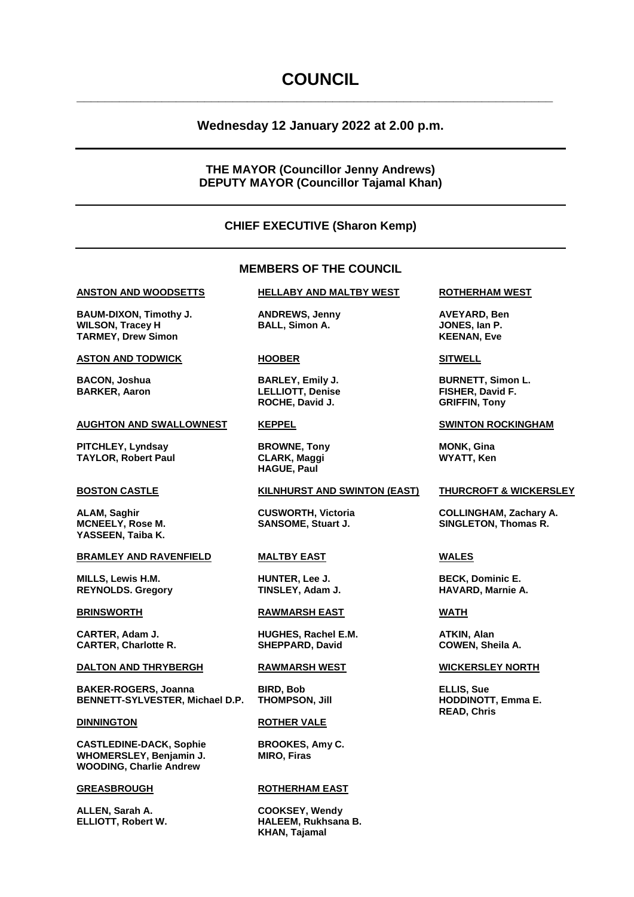# COUNCIL

## Wednesday 12 January 2022 at 2.00 p.m.

**THE MAYOR (Councillor Jenny Andrews)**
**DEPUTY MAYOR (Councillor Tajamal Khan)**

**CHIEF EXECUTIVE (Sharon Kemp)**

## MEMBERS OF THE COUNCIL

**ANSTON AND WOODSETTS**

**BAUM-DIXON, Timothy J.**
**WILSON, Tracey H**
**TARMEY, Drew Simon**

**ASTON AND TODWICK**

**BACON, Joshua**
**BARKER, Aaron**

**AUGHTON AND SWALLOWNEST**

**PITCHLEY, Lyndsay**
**TAYLOR, Robert Paul**

**BOSTON CASTLE**

**ALAM, Saghir**
**MCNEELY, Rose M.**
**YASSEEN, Taiba K.**

**BRAMLEY AND RAVENFIELD**

**MILLS, Lewis H.M.**
**REYNOLDS. Gregory**

**BRINSWORTH**

**CARTER, Adam J.**
**CARTER, Charlotte R.**

**DALTON AND THRYBERGH**

**BAKER-ROGERS, Joanna**
**BENNETT-SYLVESTER, Michael D.P.**

**DINNINGTON**

**CASTLEDINE-DACK, Sophie**
**WHOMERSLEY, Benjamin J.**
**WOODING, Charlie Andrew**

**GREASBROUGH**

**ALLEN, Sarah A.**
**ELLIOTT, Robert W.**

**HELLABY AND MALTBY WEST**

**ANDREWS, Jenny**
**BALL, Simon A.**

**HOOBER**

**BARLEY, Emily J.**
**LELLIOTT, Denise**
**ROCHE, David J.**

**KEPPEL**

**BROWNE, Tony**
**CLARK, Maggi**
**HAGUE, Paul**

**KILNHURST AND SWINTON (EAST)**

**CUSWORTH, Victoria**
**SANSOME, Stuart J.**

**MALTBY EAST**

**HUNTER, Lee J.**
**TINSLEY, Adam J.**

**RAWMARSH EAST**

**HUGHES, Rachel E.M.**
**SHEPPARD, David**

**RAWMARSH WEST**

**BIRD, Bob**
**THOMPSON, Jill**

**ROTHER VALE**

**BROOKES, Amy C.**
**MIRO, Firas**

**ROTHERHAM EAST**

**COOKSEY, Wendy**
**HALEEM, Rukhsana B.**
**KHAN, Tajamal**

**ROTHERHAM WEST**

**AVEYARD, Ben**
**JONES, Ian P.**
**KEENAN, Eve**

**SITWELL**

**BURNETT, Simon L.**
**FISHER, David F.**
**GRIFFIN, Tony**

**SWINTON ROCKINGHAM**

**MONK, Gina**
**WYATT, Ken**

**THURCROFT & WICKERSLEY**

**COLLINGHAM, Zachary A.**
**SINGLETON, Thomas R.**

**WALES**

**BECK, Dominic E.**
**HAVARD, Marnie A.**

**WATH**

**ATKIN, Alan**
**COWEN, Sheila A.**

**WICKERSLEY NORTH**

**ELLIS, Sue**
**HODDINOTT, Emma E.**
**READ, Chris**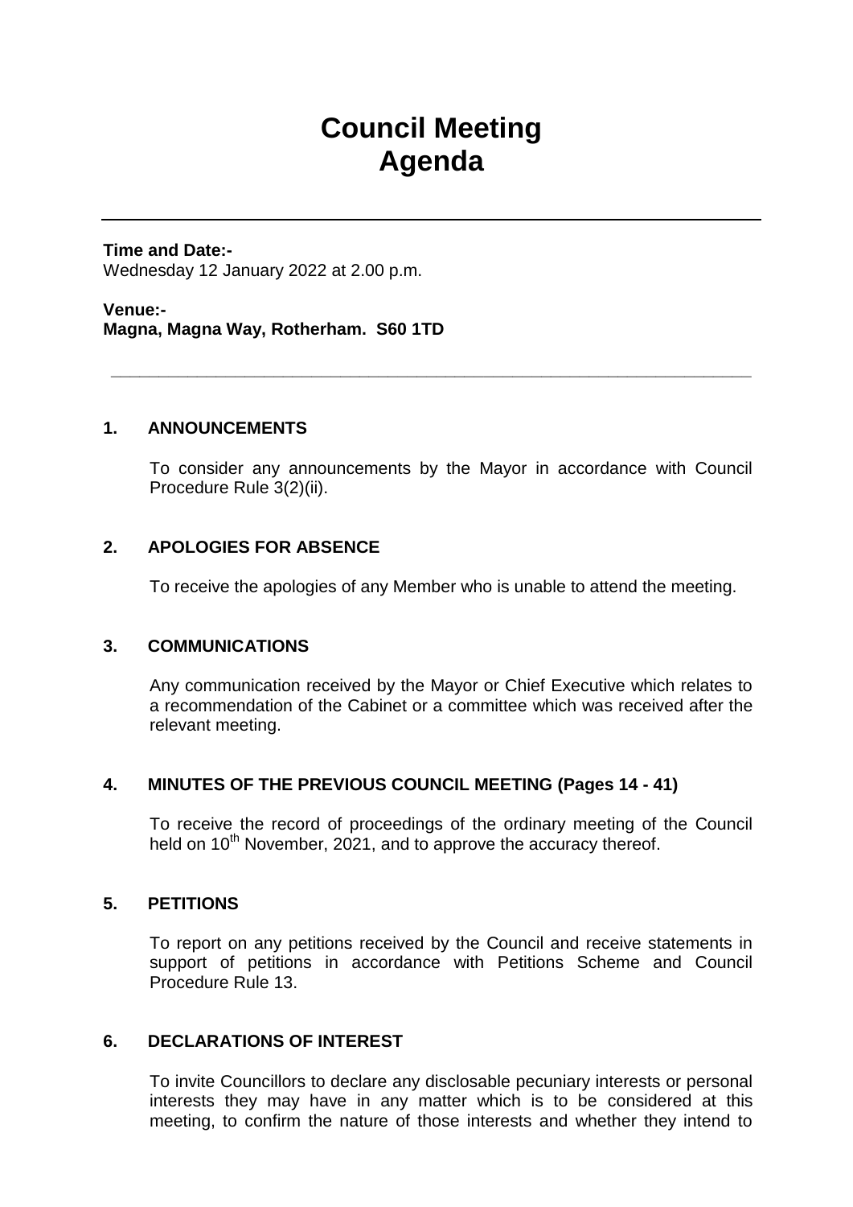# Council Meeting Agenda

**Time and Date:-**
Wednesday 12 January 2022 at 2.00 p.m.

**Venue:-**
**Magna, Magna Way, Rotherham. S60 1TD**

---

**1. ANNOUNCEMENTS**

To consider any announcements by the Mayor in accordance with Council Procedure Rule 3(2)(ii).

**2. APOLOGIES FOR ABSENCE**

To receive the apologies of any Member who is unable to attend the meeting.

**3. COMMUNICATIONS**

Any communication received by the Mayor or Chief Executive which relates to a recommendation of the Cabinet or a committee which was received after the relevant meeting.

**4. MINUTES OF THE PREVIOUS COUNCIL MEETING (Pages 14 - 41)**

To receive the record of proceedings of the ordinary meeting of the Council held on 10th November, 2021, and to approve the accuracy thereof.

**5. PETITIONS**

To report on any petitions received by the Council and receive statements in support of petitions in accordance with Petitions Scheme and Council Procedure Rule 13.

**6. DECLARATIONS OF INTEREST**

To invite Councillors to declare any disclosable pecuniary interests or personal interests they may have in any matter which is to be considered at this meeting, to confirm the nature of those interests and whether they intend to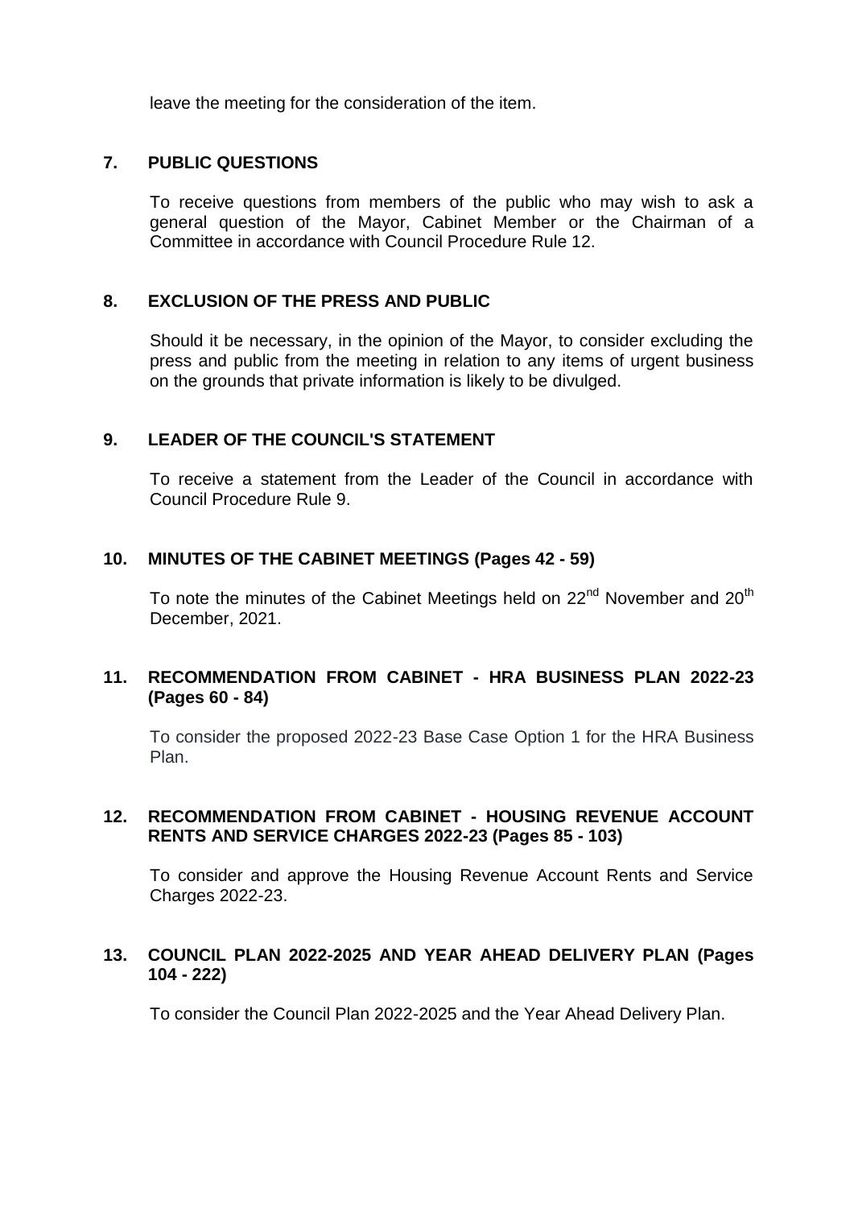leave the meeting for the consideration of the item.

## 7. PUBLIC QUESTIONS

To receive questions from members of the public who may wish to ask a general question of the Mayor, Cabinet Member or the Chairman of a Committee in accordance with Council Procedure Rule 12.

## 8. EXCLUSION OF THE PRESS AND PUBLIC

Should it be necessary, in the opinion of the Mayor, to consider excluding the press and public from the meeting in relation to any items of urgent business on the grounds that private information is likely to be divulged.

## 9. LEADER OF THE COUNCIL'S STATEMENT

To receive a statement from the Leader of the Council in accordance with Council Procedure Rule 9.

## 10. MINUTES OF THE CABINET MEETINGS (Pages 42 - 59)

To note the minutes of the Cabinet Meetings held on 22nd November and 20th December, 2021.

## 11. RECOMMENDATION FROM CABINET - HRA BUSINESS PLAN 2022-23 (Pages 60 - 84)

To consider the proposed 2022-23 Base Case Option 1 for the HRA Business Plan.

## 12. RECOMMENDATION FROM CABINET - HOUSING REVENUE ACCOUNT RENTS AND SERVICE CHARGES 2022-23 (Pages 85 - 103)

To consider and approve the Housing Revenue Account Rents and Service Charges 2022-23.

## 13. COUNCIL PLAN 2022-2025 AND YEAR AHEAD DELIVERY PLAN (Pages 104 - 222)

To consider the Council Plan 2022-2025 and the Year Ahead Delivery Plan.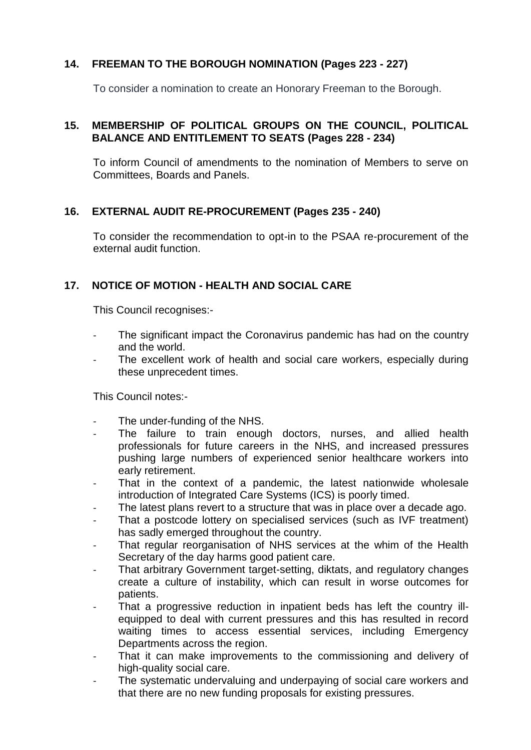## 14. FREEMAN TO THE BOROUGH NOMINATION (Pages 223 - 227)

To consider a nomination to create an Honorary Freeman to the Borough.

## 15. MEMBERSHIP OF POLITICAL GROUPS ON THE COUNCIL, POLITICAL BALANCE AND ENTITLEMENT TO SEATS (Pages 228 - 234)

To inform Council of amendments to the nomination of Members to serve on Committees, Boards and Panels.

## 16. EXTERNAL AUDIT RE-PROCUREMENT (Pages 235 - 240)

To consider the recommendation to opt-in to the PSAA re-procurement of the external audit function.

## 17. NOTICE OF MOTION - HEALTH AND SOCIAL CARE

This Council recognises:-

- The significant impact the Coronavirus pandemic has had on the country and the world.
- The excellent work of health and social care workers, especially during these unprecedent times.

This Council notes:-

- The under-funding of the NHS.
- The failure to train enough doctors, nurses, and allied health professionals for future careers in the NHS, and increased pressures pushing large numbers of experienced senior healthcare workers into early retirement.
- That in the context of a pandemic, the latest nationwide wholesale introduction of Integrated Care Systems (ICS) is poorly timed.
- The latest plans revert to a structure that was in place over a decade ago.
- That a postcode lottery on specialised services (such as IVF treatment) has sadly emerged throughout the country.
- That regular reorganisation of NHS services at the whim of the Health Secretary of the day harms good patient care.
- That arbitrary Government target-setting, diktats, and regulatory changes create a culture of instability, which can result in worse outcomes for patients.
- That a progressive reduction in inpatient beds has left the country ill-equipped to deal with current pressures and this has resulted in record waiting times to access essential services, including Emergency Departments across the region.
- That it can make improvements to the commissioning and delivery of high-quality social care.
- The systematic undervaluing and underpaying of social care workers and that there are no new funding proposals for existing pressures.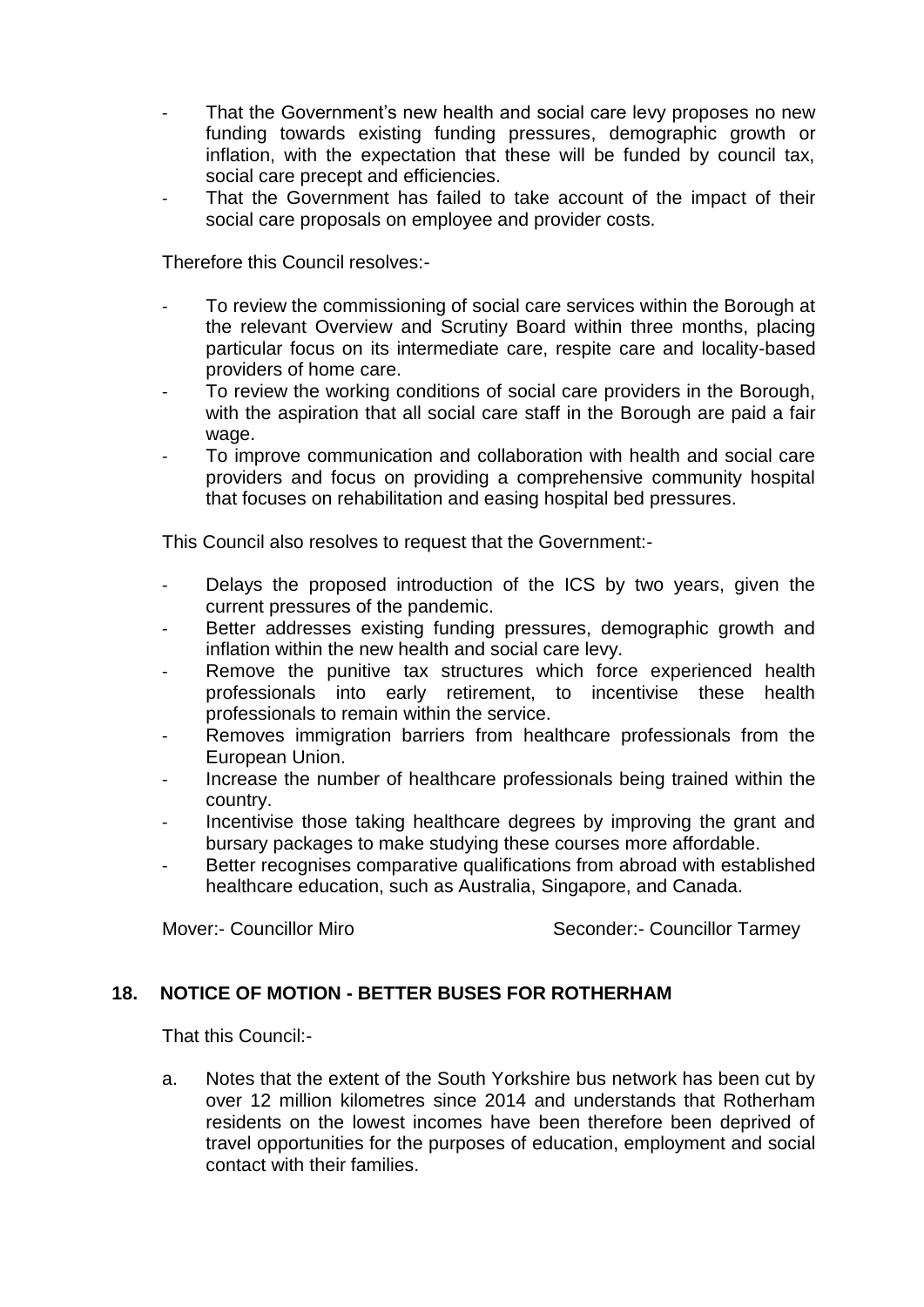- That the Government's new health and social care levy proposes no new funding towards existing funding pressures, demographic growth or inflation, with the expectation that these will be funded by council tax, social care precept and efficiencies.
- That the Government has failed to take account of the impact of their social care proposals on employee and provider costs.

Therefore this Council resolves:-

- To review the commissioning of social care services within the Borough at the relevant Overview and Scrutiny Board within three months, placing particular focus on its intermediate care, respite care and locality-based providers of home care.
- To review the working conditions of social care providers in the Borough, with the aspiration that all social care staff in the Borough are paid a fair wage.
- To improve communication and collaboration with health and social care providers and focus on providing a comprehensive community hospital that focuses on rehabilitation and easing hospital bed pressures.

This Council also resolves to request that the Government:-

- Delays the proposed introduction of the ICS by two years, given the current pressures of the pandemic.
- Better addresses existing funding pressures, demographic growth and inflation within the new health and social care levy.
- Remove the punitive tax structures which force experienced health professionals into early retirement, to incentivise these health professionals to remain within the service.
- Removes immigration barriers from healthcare professionals from the European Union.
- Increase the number of healthcare professionals being trained within the country.
- Incentivise those taking healthcare degrees by improving the grant and bursary packages to make studying these courses more affordable.
- Better recognises comparative qualifications from abroad with established healthcare education, such as Australia, Singapore, and Canada.

Mover:- Councillor Miro        Seconder:- Councillor Tarmey

## 18. NOTICE OF MOTION - BETTER BUSES FOR ROTHERHAM

That this Council:-

a. Notes that the extent of the South Yorkshire bus network has been cut by over 12 million kilometres since 2014 and understands that Rotherham residents on the lowest incomes have been therefore been deprived of travel opportunities for the purposes of education, employment and social contact with their families.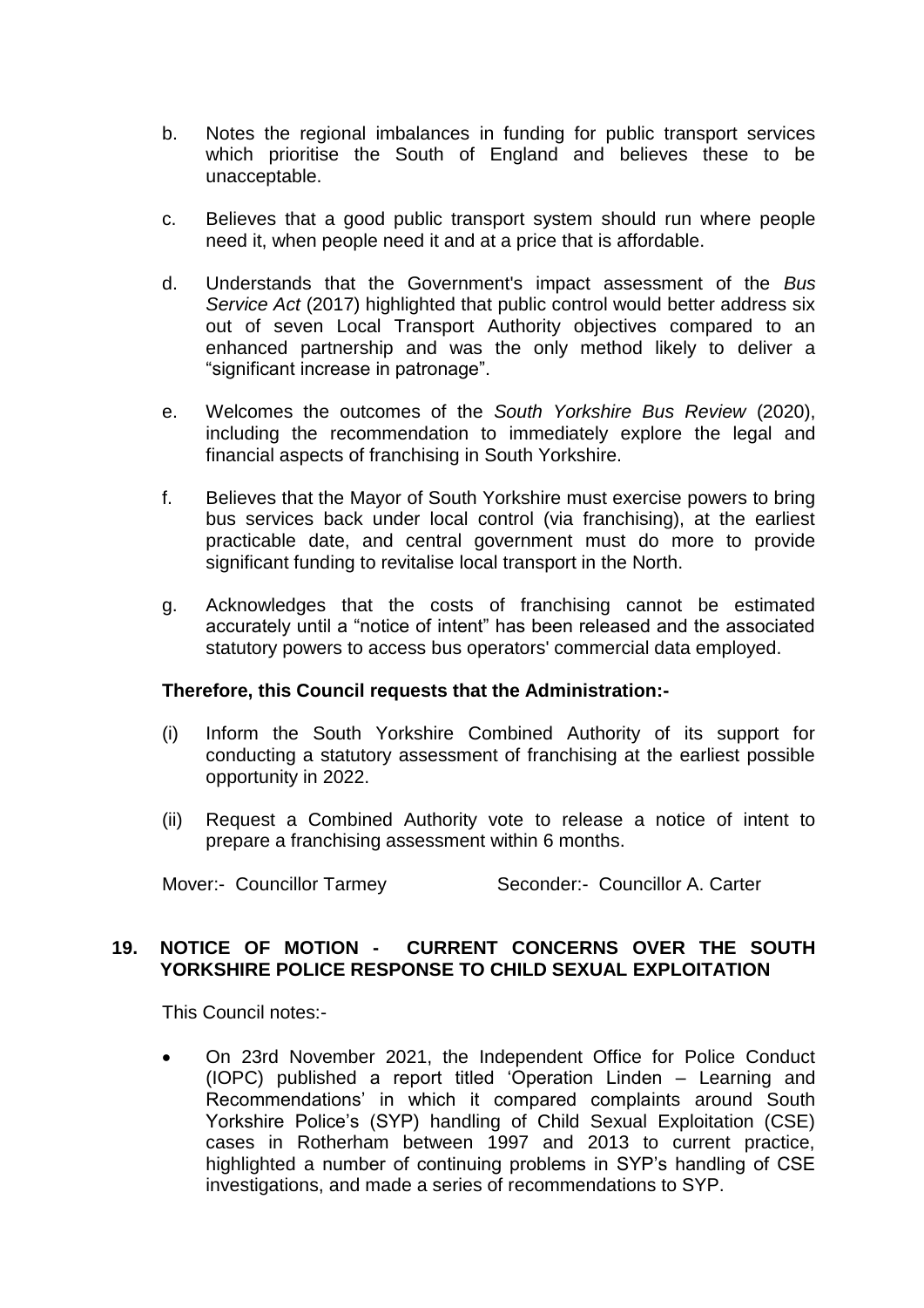b. Notes the regional imbalances in funding for public transport services which prioritise the South of England and believes these to be unacceptable.

c. Believes that a good public transport system should run where people need it, when people need it and at a price that is affordable.

d. Understands that the Government's impact assessment of the *Bus Service Act* (2017) highlighted that public control would better address six out of seven Local Transport Authority objectives compared to an enhanced partnership and was the only method likely to deliver a "significant increase in patronage".

e. Welcomes the outcomes of the *South Yorkshire Bus Review* (2020), including the recommendation to immediately explore the legal and financial aspects of franchising in South Yorkshire.

f. Believes that the Mayor of South Yorkshire must exercise powers to bring bus services back under local control (via franchising), at the earliest practicable date, and central government must do more to provide significant funding to revitalise local transport in the North.

g. Acknowledges that the costs of franchising cannot be estimated accurately until a "notice of intent" has been released and the associated statutory powers to access bus operators' commercial data employed.

**Therefore, this Council requests that the Administration:-**

(i) Inform the South Yorkshire Combined Authority of its support for conducting a statutory assessment of franchising at the earliest possible opportunity in 2022.

(ii) Request a Combined Authority vote to release a notice of intent to prepare a franchising assessment within 6 months.

Mover:- Councillor Tarmey Seconder:- Councillor A. Carter

## 19. NOTICE OF MOTION - CURRENT CONCERNS OVER THE SOUTH YORKSHIRE POLICE RESPONSE TO CHILD SEXUAL EXPLOITATION

This Council notes:-

- On 23rd November 2021, the Independent Office for Police Conduct (IOPC) published a report titled 'Operation Linden – Learning and Recommendations' in which it compared complaints around South Yorkshire Police's (SYP) handling of Child Sexual Exploitation (CSE) cases in Rotherham between 1997 and 2013 to current practice, highlighted a number of continuing problems in SYP's handling of CSE investigations, and made a series of recommendations to SYP.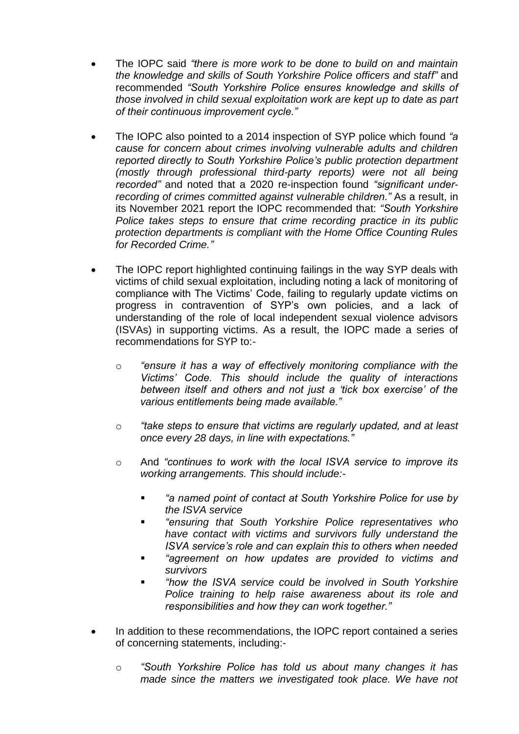- The IOPC said *"there is more work to be done to build on and maintain the knowledge and skills of South Yorkshire Police officers and staff"* and recommended *"South Yorkshire Police ensures knowledge and skills of those involved in child sexual exploitation work are kept up to date as part of their continuous improvement cycle."*

- The IOPC also pointed to a 2014 inspection of SYP police which found *"a cause for concern about crimes involving vulnerable adults and children reported directly to South Yorkshire Police's public protection department (mostly through professional third-party reports) were not all being recorded"* and noted that a 2020 re-inspection found *"significant under-recording of crimes committed against vulnerable children."* As a result, in its November 2021 report the IOPC recommended that: *"South Yorkshire Police takes steps to ensure that crime recording practice in its public protection departments is compliant with the Home Office Counting Rules for Recorded Crime."*

- The IOPC report highlighted continuing failings in the way SYP deals with victims of child sexual exploitation, including noting a lack of monitoring of compliance with The Victims' Code, failing to regularly update victims on progress in contravention of SYP's own policies, and a lack of understanding of the role of local independent sexual violence advisors (ISVAs) in supporting victims. As a result, the IOPC made a series of recommendations for SYP to:-
    - *"ensure it has a way of effectively monitoring compliance with the Victims' Code. This should include the quality of interactions between itself and others and not just a 'tick box exercise' of the various entitlements being made available."*
    - *"take steps to ensure that victims are regularly updated, and at least once every 28 days, in line with expectations."*
    - And *"continues to work with the local ISVA service to improve its working arrangements. This should include:-*
        - *"a named point of contact at South Yorkshire Police for use by the ISVA service*
        - *"ensuring that South Yorkshire Police representatives who have contact with victims and survivors fully understand the ISVA service's role and can explain this to others when needed*
        - *"agreement on how updates are provided to victims and survivors*
        - *"how the ISVA service could be involved in South Yorkshire Police training to help raise awareness about its role and responsibilities and how they can work together."*

- In addition to these recommendations, the IOPC report contained a series of concerning statements, including:-
    - *"South Yorkshire Police has told us about many changes it has made since the matters we investigated took place. We have not*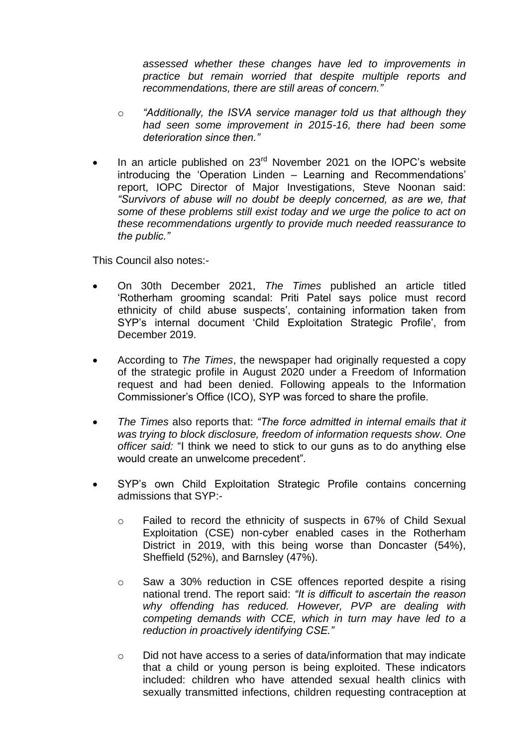*assessed whether these changes have led to improvements in practice but remain worried that despite multiple reports and recommendations, there are still areas of concern."*

  - *"Additionally, the ISVA service manager told us that although they had seen some improvement in 2015-16, there had been some deterioration since then."*

- In an article published on 23rd November 2021 on the IOPC's website introducing the 'Operation Linden – Learning and Recommendations' report, IOPC Director of Major Investigations, Steve Noonan said: *"Survivors of abuse will no doubt be deeply concerned, as are we, that some of these problems still exist today and we urge the police to act on these recommendations urgently to provide much needed reassurance to the public."*

This Council also notes:-

- On 30th December 2021, *The Times* published an article titled 'Rotherham grooming scandal: Priti Patel says police must record ethnicity of child abuse suspects', containing information taken from SYP's internal document 'Child Exploitation Strategic Profile', from December 2019.

- According to *The Times*, the newspaper had originally requested a copy of the strategic profile in August 2020 under a Freedom of Information request and had been denied. Following appeals to the Information Commissioner's Office (ICO), SYP was forced to share the profile.

- *The Times* also reports that: *"The force admitted in internal emails that it was trying to block disclosure, freedom of information requests show. One officer said:* "I think we need to stick to our guns as to do anything else would create an unwelcome precedent".

- SYP's own Child Exploitation Strategic Profile contains concerning admissions that SYP:-

  - Failed to record the ethnicity of suspects in 67% of Child Sexual Exploitation (CSE) non-cyber enabled cases in the Rotherham District in 2019, with this being worse than Doncaster (54%), Sheffield (52%), and Barnsley (47%).

  - Saw a 30% reduction in CSE offences reported despite a rising national trend. The report said: *"It is difficult to ascertain the reason why offending has reduced. However, PVP are dealing with competing demands with CCE, which in turn may have led to a reduction in proactively identifying CSE."*

  - Did not have access to a series of data/information that may indicate that a child or young person is being exploited. These indicators included: children who have attended sexual health clinics with sexually transmitted infections, children requesting contraception at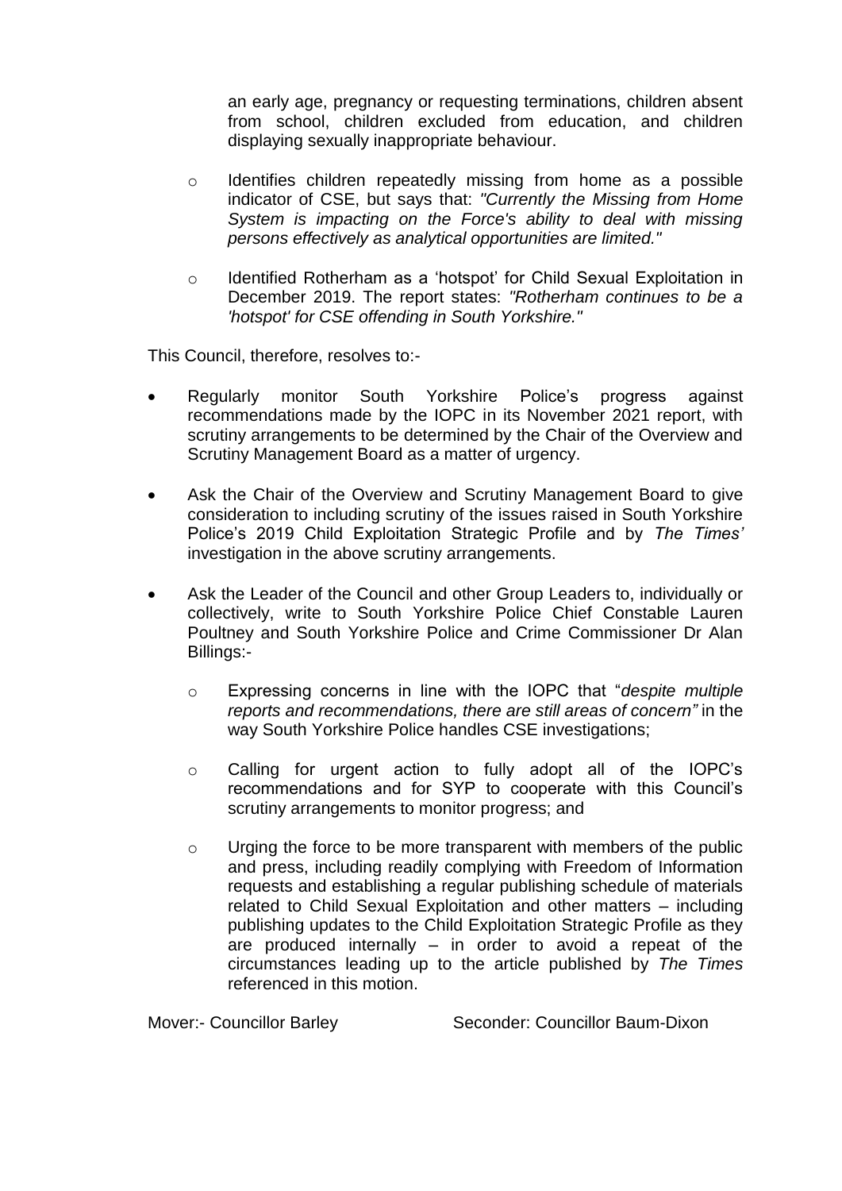an early age, pregnancy or requesting terminations, children absent from school, children excluded from education, and children displaying sexually inappropriate behaviour.

- Identifies children repeatedly missing from home as a possible indicator of CSE, but says that: *"Currently the Missing from Home System is impacting on the Force's ability to deal with missing persons effectively as analytical opportunities are limited."*

- Identified Rotherham as a 'hotspot' for Child Sexual Exploitation in December 2019. The report states: *"Rotherham continues to be a 'hotspot' for CSE offending in South Yorkshire."*

This Council, therefore, resolves to:-

- Regularly monitor South Yorkshire Police's progress against recommendations made by the IOPC in its November 2021 report, with scrutiny arrangements to be determined by the Chair of the Overview and Scrutiny Management Board as a matter of urgency.

- Ask the Chair of the Overview and Scrutiny Management Board to give consideration to including scrutiny of the issues raised in South Yorkshire Police's 2019 Child Exploitation Strategic Profile and by *The Times'* investigation in the above scrutiny arrangements.

- Ask the Leader of the Council and other Group Leaders to, individually or collectively, write to South Yorkshire Police Chief Constable Lauren Poultney and South Yorkshire Police and Crime Commissioner Dr Alan Billings:-

  - Expressing concerns in line with the IOPC that "*despite multiple reports and recommendations, there are still areas of concern"* in the way South Yorkshire Police handles CSE investigations;

  - Calling for urgent action to fully adopt all of the IOPC's recommendations and for SYP to cooperate with this Council's scrutiny arrangements to monitor progress; and

  - Urging the force to be more transparent with members of the public and press, including readily complying with Freedom of Information requests and establishing a regular publishing schedule of materials related to Child Sexual Exploitation and other matters – including publishing updates to the Child Exploitation Strategic Profile as they are produced internally – in order to avoid a repeat of the circumstances leading up to the article published by *The Times* referenced in this motion.

Mover:- Councillor Barley Seconder: Councillor Baum-Dixon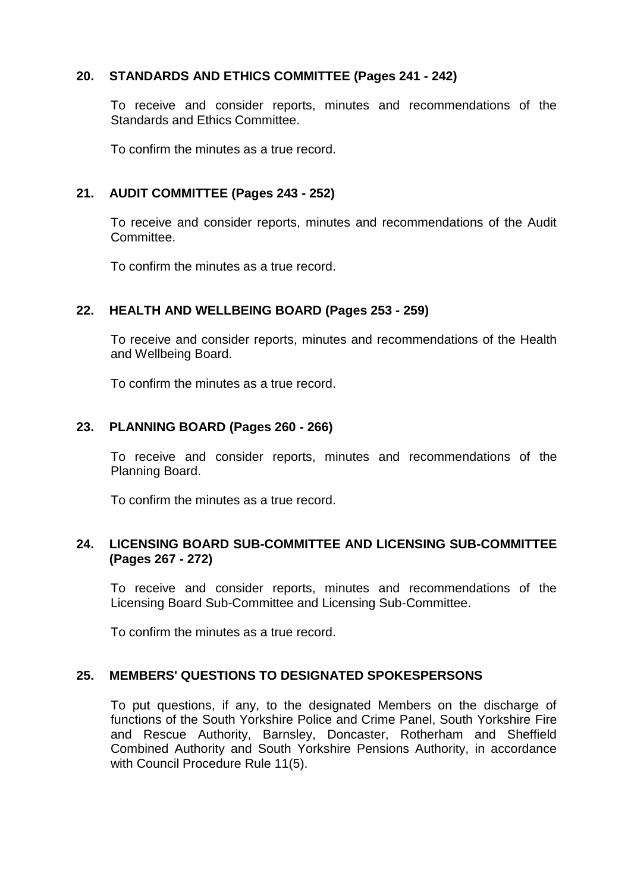**20. STANDARDS AND ETHICS COMMITTEE (Pages 241 - 242)**

To receive and consider reports, minutes and recommendations of the Standards and Ethics Committee.

To confirm the minutes as a true record.

**21. AUDIT COMMITTEE (Pages 243 - 252)**

To receive and consider reports, minutes and recommendations of the Audit Committee.

To confirm the minutes as a true record.

**22. HEALTH AND WELLBEING BOARD (Pages 253 - 259)**

To receive and consider reports, minutes and recommendations of the Health and Wellbeing Board.

To confirm the minutes as a true record.

**23. PLANNING BOARD (Pages 260 - 266)**

To receive and consider reports, minutes and recommendations of the Planning Board.

To confirm the minutes as a true record.

**24. LICENSING BOARD SUB-COMMITTEE AND LICENSING SUB-COMMITTEE (Pages 267 - 272)**

To receive and consider reports, minutes and recommendations of the Licensing Board Sub-Committee and Licensing Sub-Committee.

To confirm the minutes as a true record.

**25. MEMBERS' QUESTIONS TO DESIGNATED SPOKESPERSONS**

To put questions, if any, to the designated Members on the discharge of functions of the South Yorkshire Police and Crime Panel, South Yorkshire Fire and Rescue Authority, Barnsley, Doncaster, Rotherham and Sheffield Combined Authority and South Yorkshire Pensions Authority, in accordance with Council Procedure Rule 11(5).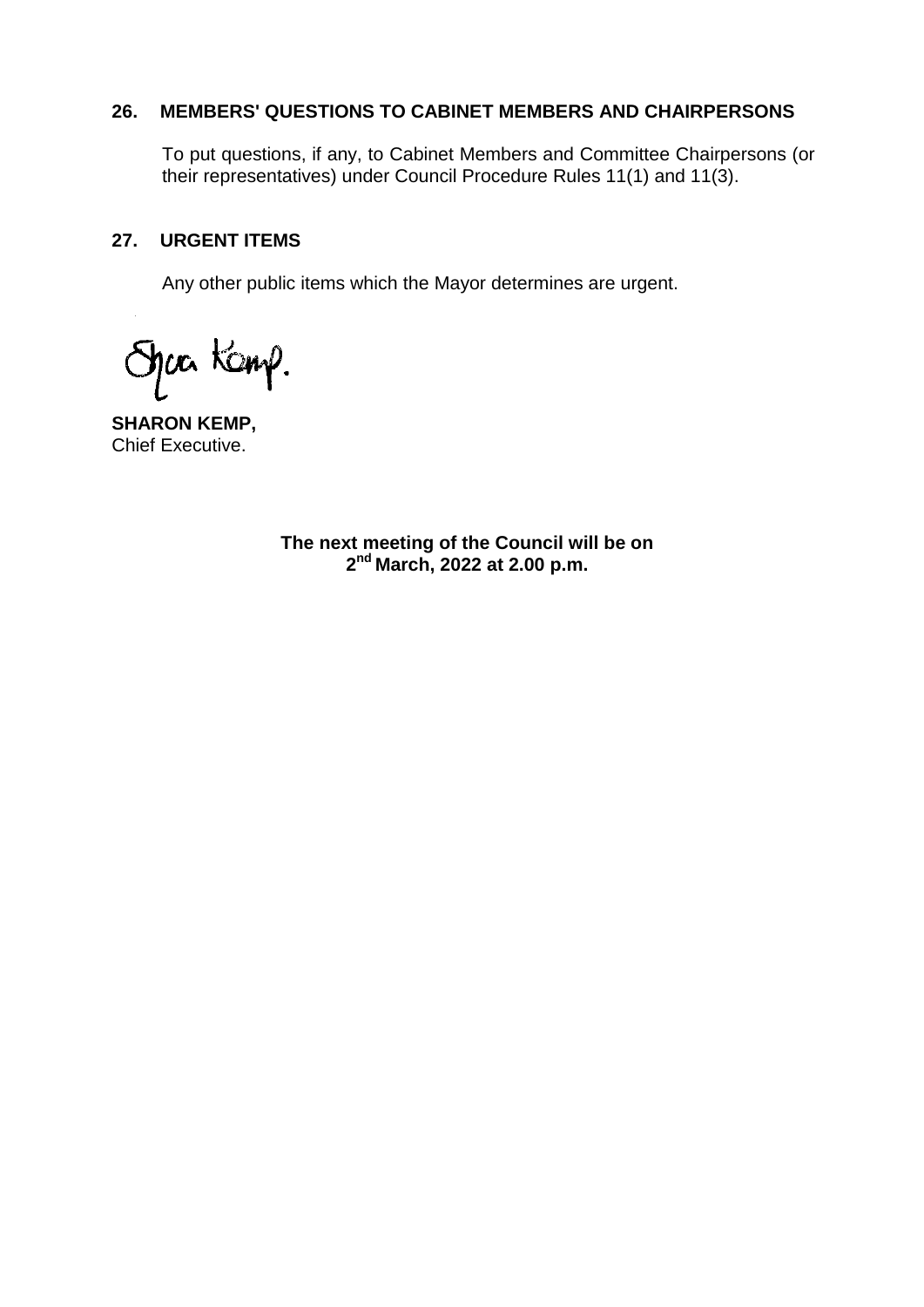## 26. MEMBERS' QUESTIONS TO CABINET MEMBERS AND CHAIRPERSONS

To put questions, if any, to Cabinet Members and Committee Chairpersons (or their representatives) under Council Procedure Rules 11(1) and 11(3).

## 27. URGENT ITEMS

Any other public items which the Mayor determines are urgent.

**SHARON KEMP,**
Chief Executive.

**The next meeting of the Council will be on 2nd March, 2022 at 2.00 p.m.**